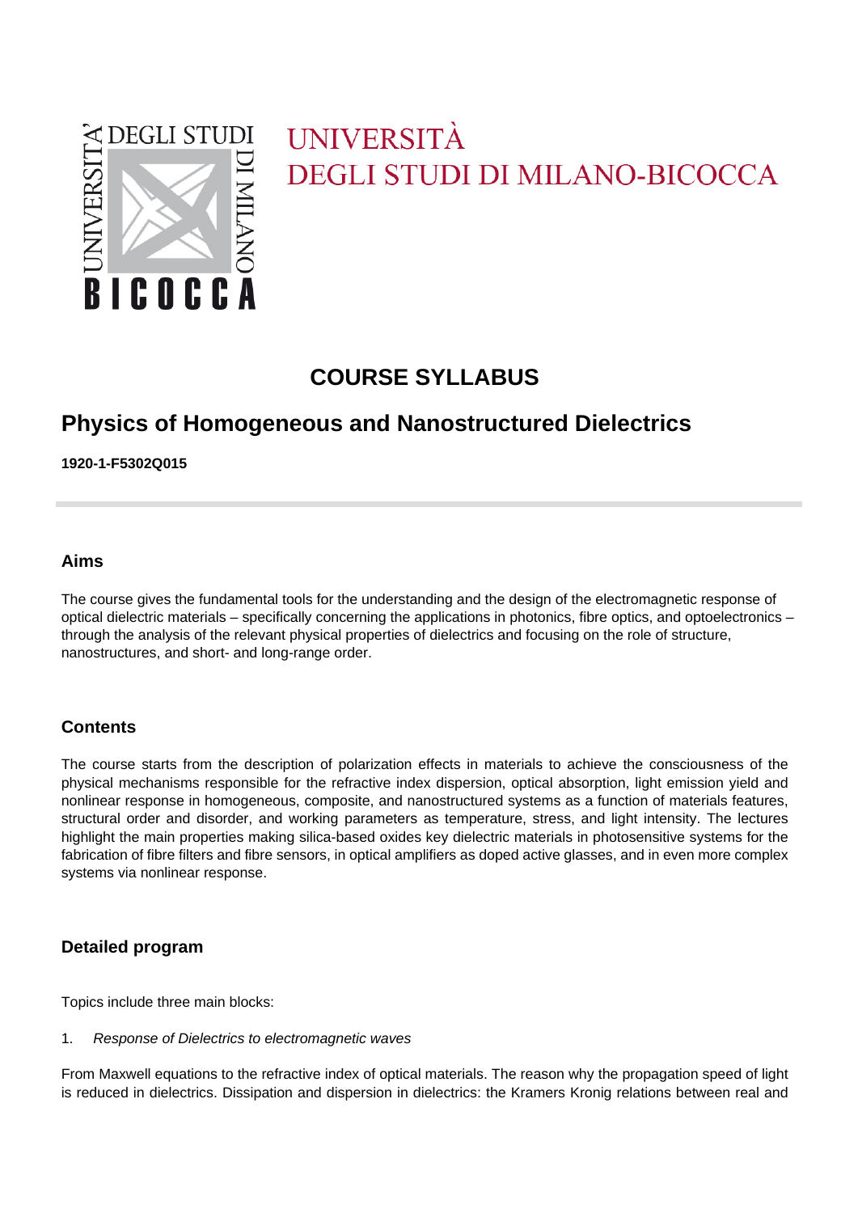UNIVERSITÀ
DEGLI STUDI DI MILANO-BICOCCA

# COURSE SYLLABUS

## Physics of Homogeneous and Nanostructured Dielectrics

**1920-1-F5302Q015**

### Aims

The course gives the fundamental tools for the understanding and the design of the electromagnetic response of optical dielectric materials – specifically concerning the applications in photonics, fibre optics, and optoelectronics – through the analysis of the relevant physical properties of dielectrics and focusing on the role of structure, nanostructures, and short- and long-range order.

### Contents

The course starts from the description of polarization effects in materials to achieve the consciousness of the physical mechanisms responsible for the refractive index dispersion, optical absorption, light emission yield and nonlinear response in homogeneous, composite, and nanostructured systems as a function of materials features, structural order and disorder, and working parameters as temperature, stress, and light intensity. The lectures highlight the main properties making silica-based oxides key dielectric materials in photosensitive systems for the fabrication of fibre filters and fibre sensors, in optical amplifiers as doped active glasses, and in even more complex systems via nonlinear response.

### Detailed program

Topics include three main blocks:

1. *Response of Dielectrics to electromagnetic waves*

From Maxwell equations to the refractive index of optical materials. The reason why the propagation speed of light is reduced in dielectrics. Dissipation and dispersion in dielectrics: the Kramers Kronig relations between real and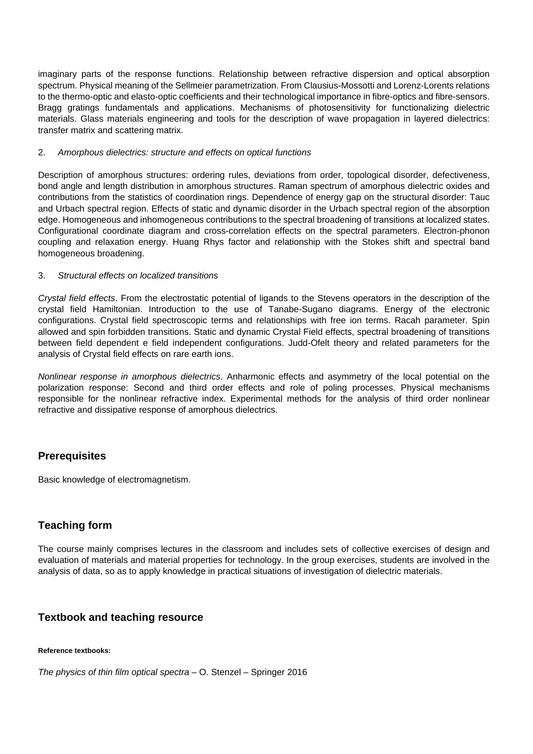imaginary parts of the response functions. Relationship between refractive dispersion and optical absorption spectrum. Physical meaning of the Sellmeier parametrization. From Clausius-Mossotti and Lorenz-Lorents relations to the thermo-optic and elasto-optic coefficients and their technological importance in fibre-optics and fibre-sensors. Bragg gratings fundamentals and applications. Mechanisms of photosensitivity for functionalizing dielectric materials. Glass materials engineering and tools for the description of wave propagation in layered dielectrics: transfer matrix and scattering matrix.

2. *Amorphous dielectrics: structure and effects on optical functions*

Description of amorphous structures: ordering rules, deviations from order, topological disorder, defectiveness, bond angle and length distribution in amorphous structures. Raman spectrum of amorphous dielectric oxides and contributions from the statistics of coordination rings. Dependence of energy gap on the structural disorder: Tauc and Urbach spectral region. Effects of static and dynamic disorder in the Urbach spectral region of the absorption edge. Homogeneous and inhomogeneous contributions to the spectral broadening of transitions at localized states. Configurational coordinate diagram and cross-correlation effects on the spectral parameters. Electron-phonon coupling and relaxation energy. Huang Rhys factor and relationship with the Stokes shift and spectral band homogeneous broadening.

3. *Structural effects on localized transitions*

*Crystal field effects*. From the electrostatic potential of ligands to the Stevens operators in the description of the crystal field Hamiltonian. Introduction to the use of Tanabe-Sugano diagrams. Energy of the electronic configurations. Crystal field spectroscopic terms and relationships with free ion terms. Racah parameter. Spin allowed and spin forbidden transitions. Static and dynamic Crystal Field effects, spectral broadening of transitions between field dependent e field independent configurations. Judd-Ofelt theory and related parameters for the analysis of Crystal field effects on rare earth ions.

*Nonlinear response in amorphous dielectrics*. Anharmonic effects and asymmetry of the local potential on the polarization response: Second and third order effects and role of poling processes. Physical mechanisms responsible for the nonlinear refractive index. Experimental methods for the analysis of third order nonlinear refractive and dissipative response of amorphous dielectrics.

## Prerequisites

Basic knowledge of electromagnetism.

## Teaching form

The course mainly comprises lectures in the classroom and includes sets of collective exercises of design and evaluation of materials and material properties for technology. In the group exercises, students are involved in the analysis of data, so as to apply knowledge in practical situations of investigation of dielectric materials.

## Textbook and teaching resource

**Reference textbooks:**

*The physics of thin film optical spectra* – O. Stenzel – Springer 2016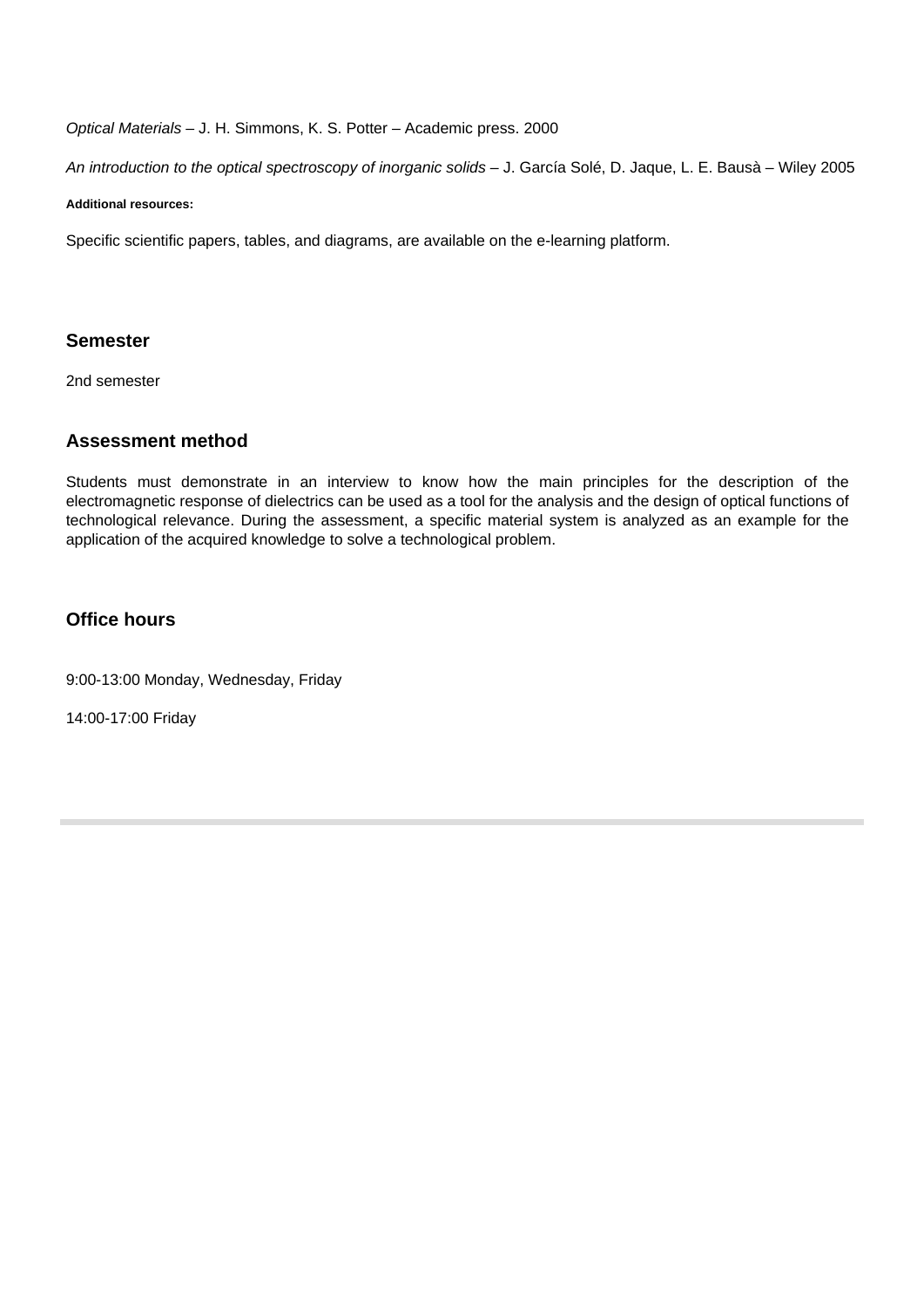*Optical Materials* – J. H. Simmons, K. S. Potter – Academic press. 2000

*An introduction to the optical spectroscopy of inorganic solids* – J. García Solé, D. Jaque, L. E. Bausà – Wiley 2005

**Additional resources:**

Specific scientific papers, tables, and diagrams, are available on the e-learning platform.

## Semester

2nd semester

## Assessment method

Students must demonstrate in an interview to know how the main principles for the description of the electromagnetic response of dielectrics can be used as a tool for the analysis and the design of optical functions of technological relevance. During the assessment, a specific material system is analyzed as an example for the application of the acquired knowledge to solve a technological problem.

## Office hours

9:00-13:00 Monday, Wednesday, Friday

14:00-17:00 Friday